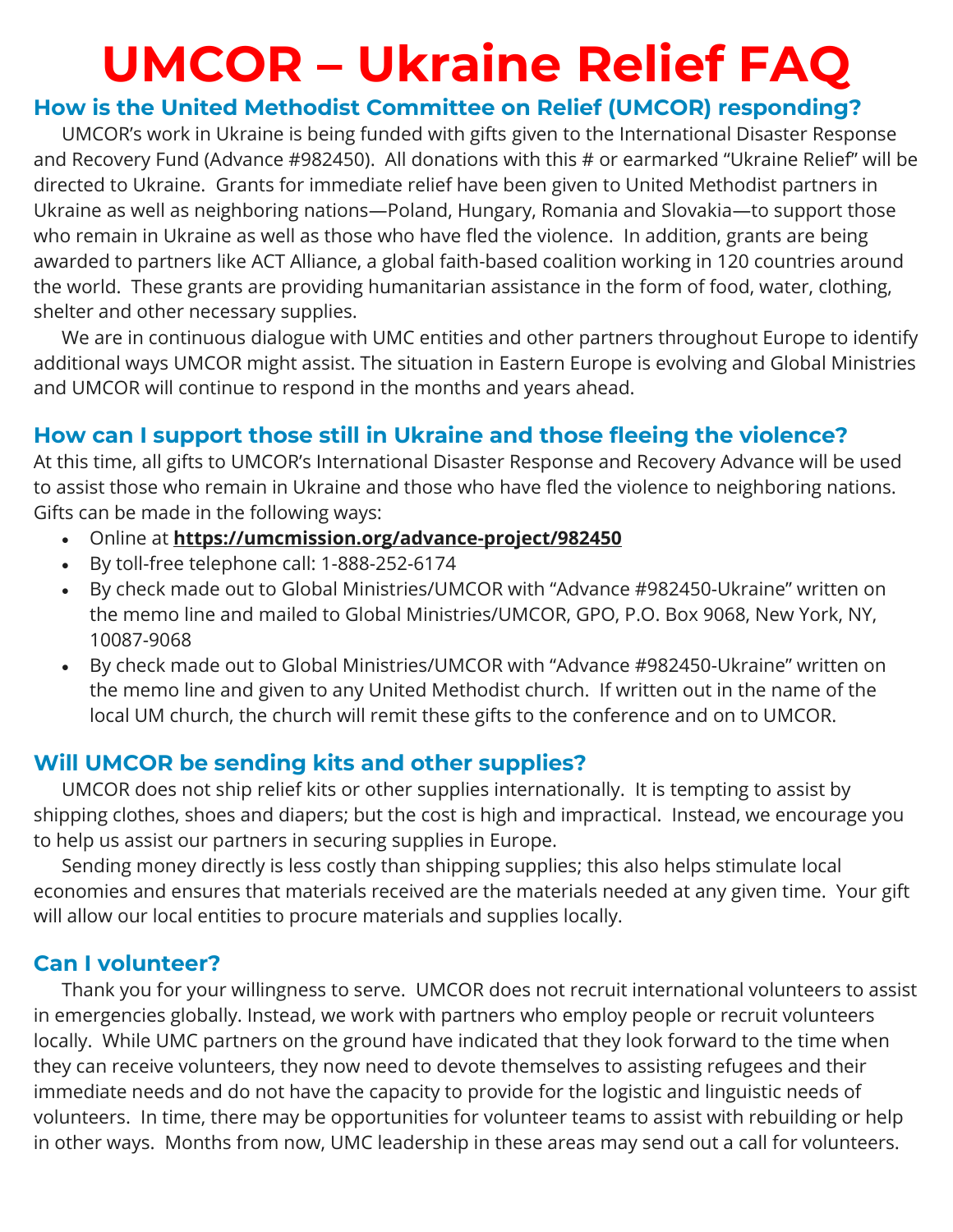# UMCOR – Ukraine Relief FAQ

## How is the United Methodist Committee on Relief (UMCOR) responding?

UMCOR's work in Ukraine is being funded with gifts given to the International Disaster Response and Recovery Fund (Advance #982450). All donations with this # or earmarked "Ukraine Relief" will be directed to Ukraine. Grants for immediate relief have been given to United Methodist partners in Ukraine as well as neighboring nations—Poland, Hungary, Romania and Slovakia—to support those who remain in Ukraine as well as those who have fled the violence. In addition, grants are being awarded to partners like ACT Alliance, a global faith-based coalition working in 120 countries around the world. These grants are providing humanitarian assistance in the form of food, water, clothing, shelter and other necessary supplies.

We are in continuous dialogue with UMC entities and other partners throughout Europe to identify additional ways UMCOR might assist. The situation in Eastern Europe is evolving and Global Ministries and UMCOR will continue to respond in the months and years ahead.

## How can I support those still in Ukraine and those fleeing the violence?

At this time, all gifts to UMCOR's International Disaster Response and Recovery Advance will be used to assist those who remain in Ukraine and those who have fled the violence to neighboring nations. Gifts can be made in the following ways:

- Online at **https://umcmission.org/advance-project/982450**
- By toll-free telephone call: 1-888-252-6174
- By check made out to Global Ministries/UMCOR with "Advance #982450-Ukraine" written on the memo line and mailed to Global Ministries/UMCOR, GPO, P.O. Box 9068, New York, NY, 10087-9068
- By check made out to Global Ministries/UMCOR with "Advance #982450-Ukraine" written on the memo line and given to any United Methodist church. If written out in the name of the local UM church, the church will remit these gifts to the conference and on to UMCOR.

## Will UMCOR be sending kits and other supplies?

UMCOR does not ship relief kits or other supplies internationally. It is tempting to assist by shipping clothes, shoes and diapers; but the cost is high and impractical. Instead, we encourage you to help us assist our partners in securing supplies in Europe.

Sending money directly is less costly than shipping supplies; this also helps stimulate local economies and ensures that materials received are the materials needed at any given time. Your gift will allow our local entities to procure materials and supplies locally.

## Can I volunteer?

Thank you for your willingness to serve. UMCOR does not recruit international volunteers to assist in emergencies globally. Instead, we work with partners who employ people or recruit volunteers locally. While UMC partners on the ground have indicated that they look forward to the time when they can receive volunteers, they now need to devote themselves to assisting refugees and their immediate needs and do not have the capacity to provide for the logistic and linguistic needs of volunteers. In time, there may be opportunities for volunteer teams to assist with rebuilding or help in other ways. Months from now, UMC leadership in these areas may send out a call for volunteers.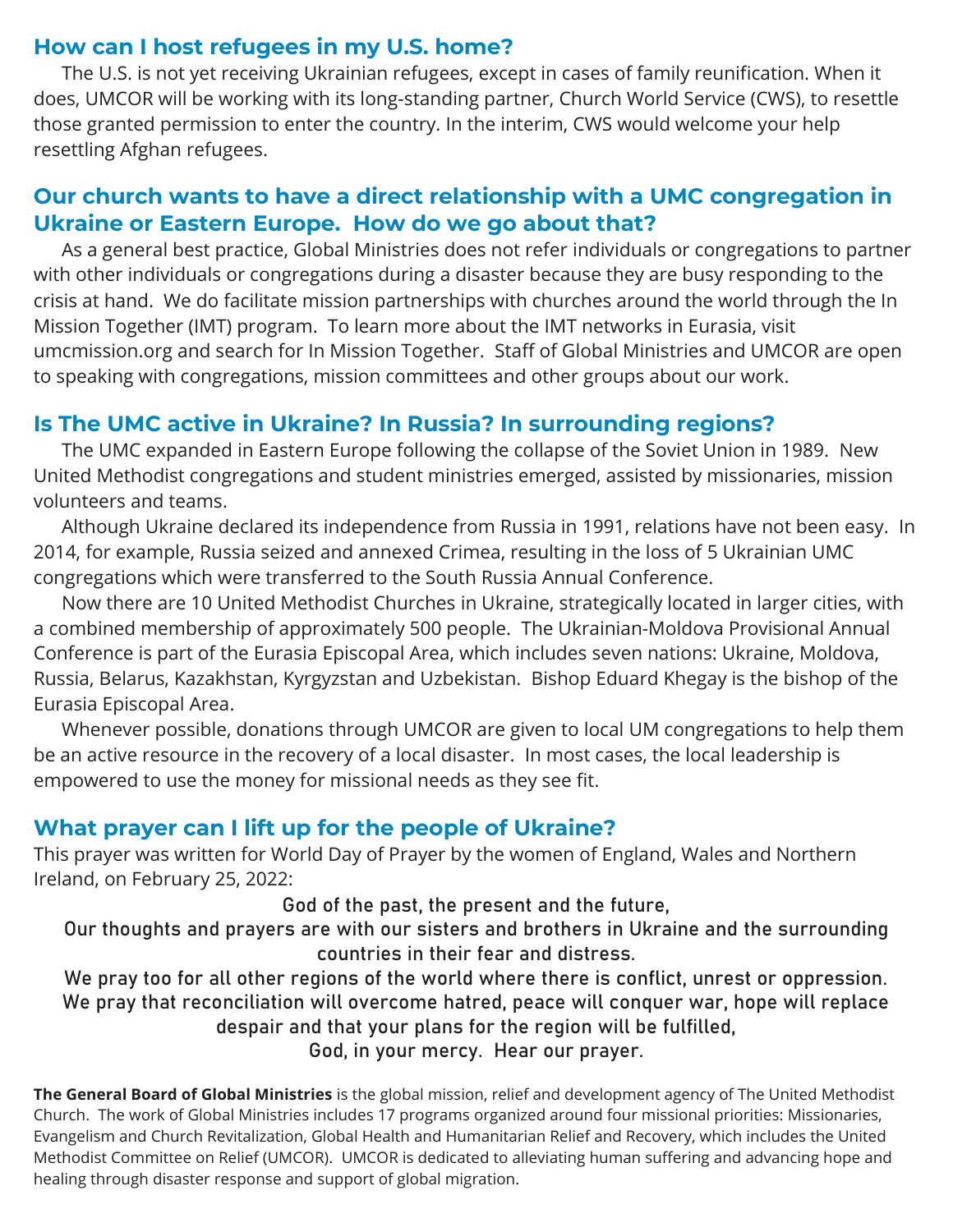## How can I host refugees in my U.S. home?

The U.S. is not yet receiving Ukrainian refugees, except in cases of family reunification. When it does, UMCOR will be working with its long-standing partner, Church World Service (CWS), to resettle those granted permission to enter the country. In the interim, CWS would welcome your help resettling Afghan refugees.

## Our church wants to have a direct relationship with a UMC congregation in Ukraine or Eastern Europe. How do we go about that?

As a general best practice, Global Ministries does not refer individuals or congregations to partner with other individuals or congregations during a disaster because they are busy responding to the crisis at hand. We do facilitate mission partnerships with churches around the world through the In Mission Together (IMT) program. To learn more about the IMT networks in Eurasia, visit umcmission.org and search for In Mission Together. Staff of Global Ministries and UMCOR are open to speaking with congregations, mission committees and other groups about our work.

## Is The UMC active in Ukraine? In Russia? In surrounding regions?

The UMC expanded in Eastern Europe following the collapse of the Soviet Union in 1989. New United Methodist congregations and student ministries emerged, assisted by missionaries, mission volunteers and teams.

Although Ukraine declared its independence from Russia in 1991, relations have not been easy. In 2014, for example, Russia seized and annexed Crimea, resulting in the loss of 5 Ukrainian UMC congregations which were transferred to the South Russia Annual Conference.

Now there are 10 United Methodist Churches in Ukraine, strategically located in larger cities, with a combined membership of approximately 500 people. The Ukrainian-Moldova Provisional Annual Conference is part of the Eurasia Episcopal Area, which includes seven nations: Ukraine, Moldova, Russia, Belarus, Kazakhstan, Kyrgyzstan and Uzbekistan. Bishop Eduard Khegay is the bishop of the Eurasia Episcopal Area.

Whenever possible, donations through UMCOR are given to local UM congregations to help them be an active resource in the recovery of a local disaster. In most cases, the local leadership is empowered to use the money for missional needs as they see fit.

## What prayer can I lift up for the people of Ukraine?

This prayer was written for World Day of Prayer by the women of England, Wales and Northern Ireland, on February 25, 2022:

God of the past, the present and the future,
Our thoughts and prayers are with our sisters and brothers in Ukraine and the surrounding countries in their fear and distress.
We pray too for all other regions of the world where there is conflict, unrest or oppression.
We pray that reconciliation will overcome hatred, peace will conquer war, hope will replace despair and that your plans for the region will be fulfilled,
God, in your mercy. Hear our prayer.

**The General Board of Global Ministries** is the global mission, relief and development agency of The United Methodist Church. The work of Global Ministries includes 17 programs organized around four missional priorities: Missionaries, Evangelism and Church Revitalization, Global Health and Humanitarian Relief and Recovery, which includes the United Methodist Committee on Relief (UMCOR). UMCOR is dedicated to alleviating human suffering and advancing hope and healing through disaster response and support of global migration.